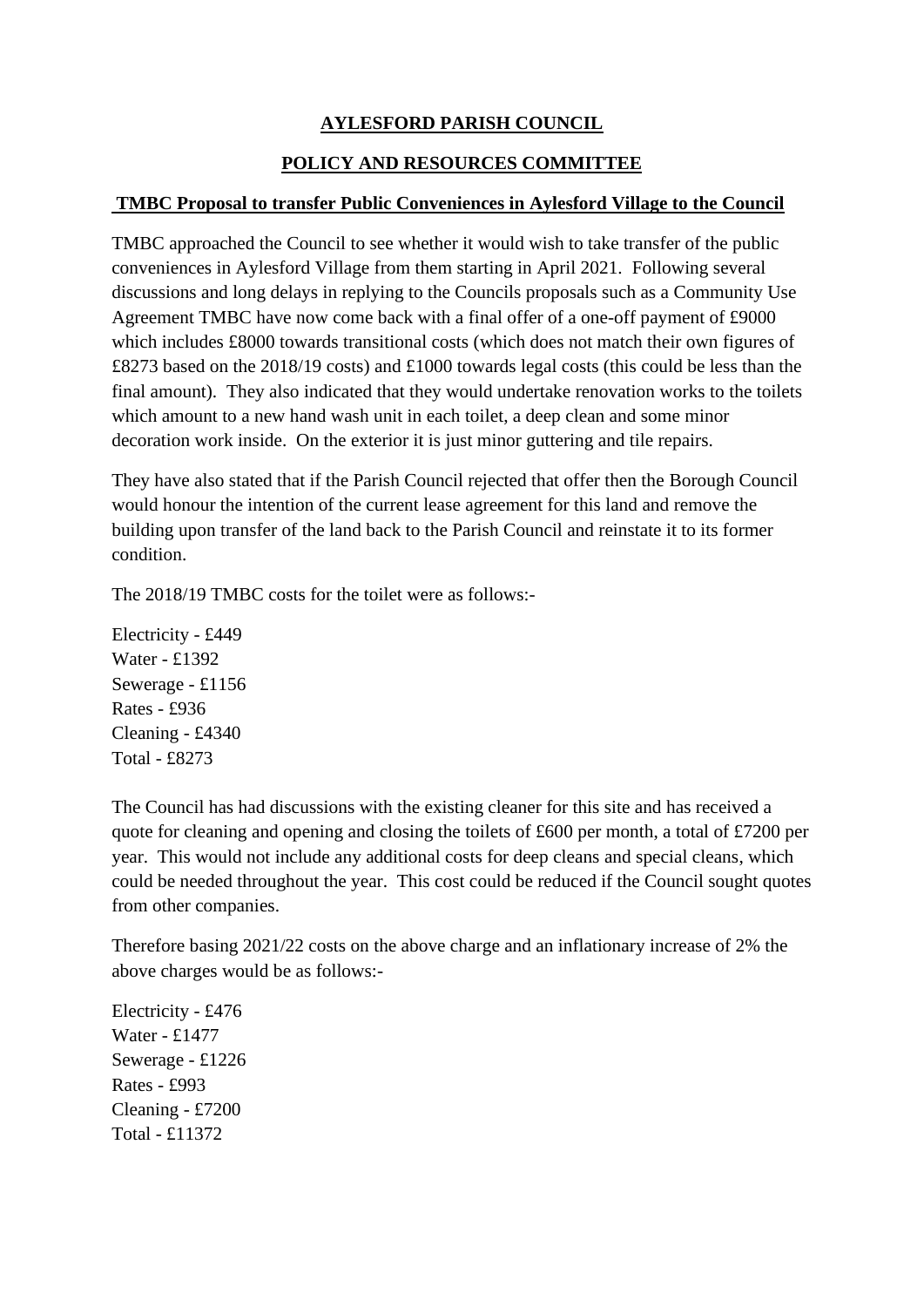**AYLESFORD PARISH COUNCIL**

**POLICY AND RESOURCES COMMITTEE**

**TMBC Proposal to transfer Public Conveniences in Aylesford Village to the Council**

TMBC approached the Council to see whether it would wish to take transfer of the public conveniences in Aylesford Village from them starting in April 2021. Following several discussions and long delays in replying to the Councils proposals such as a Community Use Agreement TMBC have now come back with a final offer of a one-off payment of £9000 which includes £8000 towards transitional costs (which does not match their own figures of £8273 based on the 2018/19 costs) and £1000 towards legal costs (this could be less than the final amount). They also indicated that they would undertake renovation works to the toilets which amount to a new hand wash unit in each toilet, a deep clean and some minor decoration work inside. On the exterior it is just minor guttering and tile repairs.

They have also stated that if the Parish Council rejected that offer then the Borough Council would honour the intention of the current lease agreement for this land and remove the building upon transfer of the land back to the Parish Council and reinstate it to its former condition.

The 2018/19 TMBC costs for the toilet were as follows:-

Electricity - £449
Water - £1392
Sewerage - £1156
Rates - £936
Cleaning - £4340
Total - £8273

The Council has had discussions with the existing cleaner for this site and has received a quote for cleaning and opening and closing the toilets of £600 per month, a total of £7200 per year. This would not include any additional costs for deep cleans and special cleans, which could be needed throughout the year. This cost could be reduced if the Council sought quotes from other companies.

Therefore basing 2021/22 costs on the above charge and an inflationary increase of 2% the above charges would be as follows:-

Electricity - £476
Water - £1477
Sewerage - £1226
Rates - £993
Cleaning - £7200
Total - £11372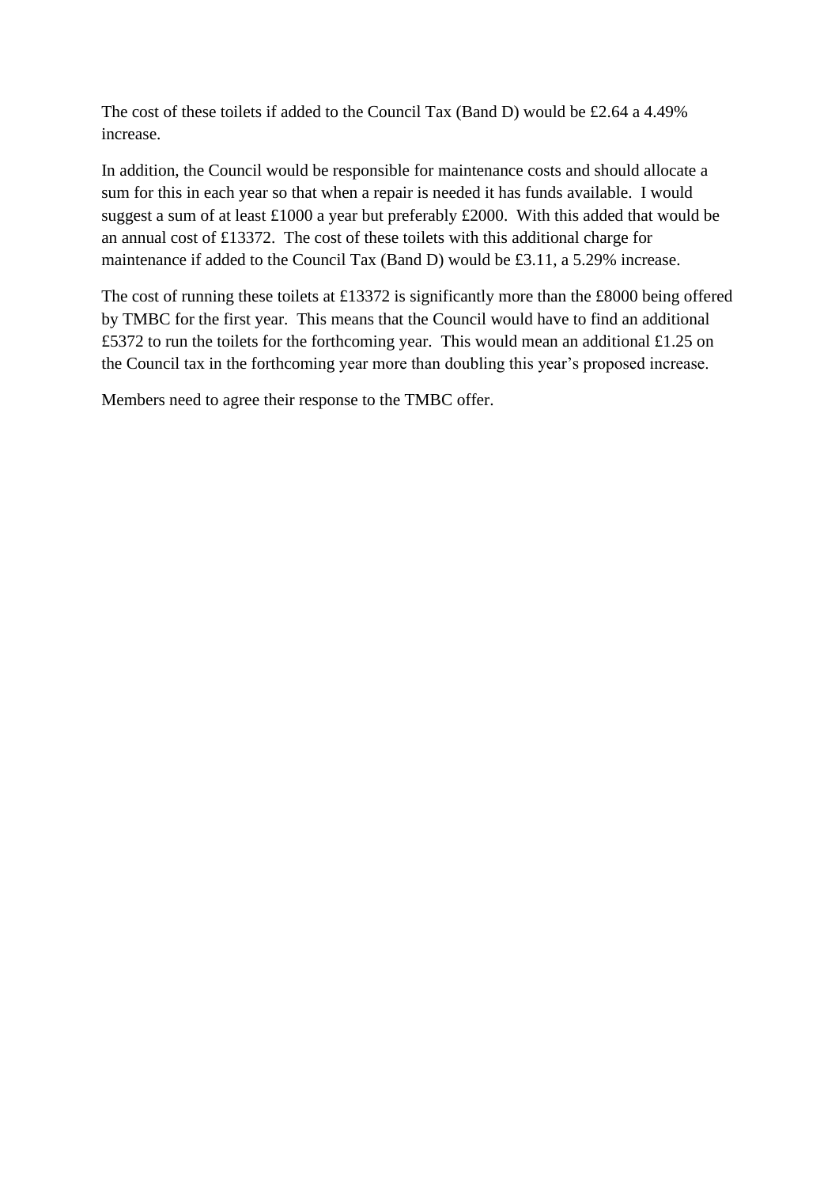The cost of these toilets if added to the Council Tax (Band D) would be £2.64 a 4.49% increase.

In addition, the Council would be responsible for maintenance costs and should allocate a sum for this in each year so that when a repair is needed it has funds available. I would suggest a sum of at least £1000 a year but preferably £2000. With this added that would be an annual cost of £13372. The cost of these toilets with this additional charge for maintenance if added to the Council Tax (Band D) would be £3.11, a 5.29% increase.

The cost of running these toilets at £13372 is significantly more than the £8000 being offered by TMBC for the first year. This means that the Council would have to find an additional £5372 to run the toilets for the forthcoming year. This would mean an additional £1.25 on the Council tax in the forthcoming year more than doubling this year's proposed increase.

Members need to agree their response to the TMBC offer.